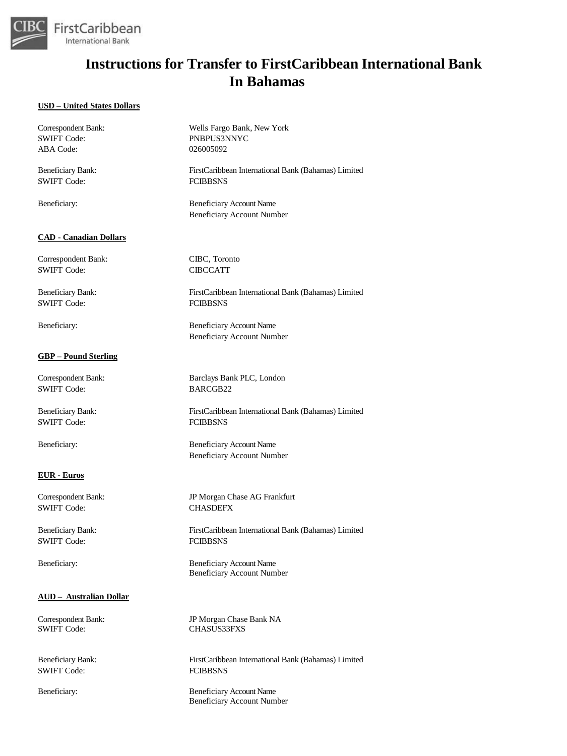# Instructions for Transfer to FirstCaribbean International Bank In Bahamas

**USD – United States Dollars**

| | |
|---|---|
| Correspondent Bank: | Wells Fargo Bank, New York |
| SWIFT Code: | PNBPUS3NNYC |
| ABA Code: | 026005092 |
| Beneficiary Bank: | FirstCaribbean International Bank (Bahamas) Limited |
| SWIFT Code: | FCIBBSNS |
| Beneficiary: | Beneficiary Account Name<br>Beneficiary Account Number |

**CAD - Canadian Dollars**

| | |
|---|---|
| Correspondent Bank: | CIBC, Toronto |
| SWIFT Code: | CIBCCATT |
| Beneficiary Bank: | FirstCaribbean International Bank (Bahamas) Limited |
| SWIFT Code: | FCIBBSNS |
| Beneficiary: | Beneficiary Account Name<br>Beneficiary Account Number |

**GBP – Pound Sterling**

| | |
|---|---|
| Correspondent Bank: | Barclays Bank PLC, London |
| SWIFT Code: | BARCGB22 |
| Beneficiary Bank: | FirstCaribbean International Bank (Bahamas) Limited |
| SWIFT Code: | FCIBBSNS |
| Beneficiary: | Beneficiary Account Name<br>Beneficiary Account Number |

**EUR - Euros**

| | |
|---|---|
| Correspondent Bank: | JP Morgan Chase AG Frankfurt |
| SWIFT Code: | CHASDEFX |
| Beneficiary Bank: | FirstCaribbean International Bank (Bahamas) Limited |
| SWIFT Code: | FCIBBSNS |
| Beneficiary: | Beneficiary Account Name<br>Beneficiary Account Number |

**AUD – Australian Dollar**

| | |
|---|---|
| Correspondent Bank: | JP Morgan Chase Bank NA |
| SWIFT Code: | CHASUS33FXS |
| Beneficiary Bank: | FirstCaribbean International Bank (Bahamas) Limited |
| SWIFT Code: | FCIBBSNS |
| Beneficiary: | Beneficiary Account Name<br>Beneficiary Account Number |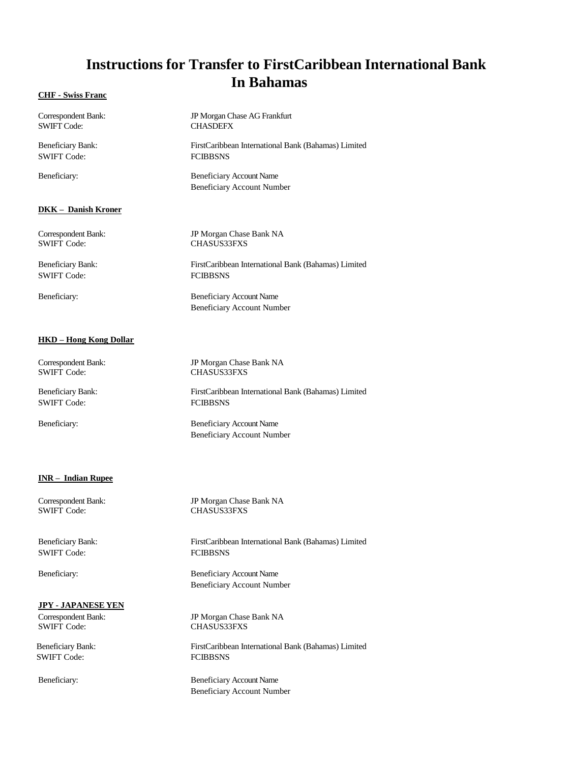# Instructions for Transfer to FirstCaribbean International Bank In Bahamas

**CHF - Swiss Franc**

Correspondent Bank: JP Morgan Chase AG Frankfurt
SWIFT Code: CHASDEFX

Beneficiary Bank: FirstCaribbean International Bank (Bahamas) Limited
SWIFT Code: FCIBBSNS

Beneficiary: Beneficiary Account Name
Beneficiary Account Number

**DKK – Danish Kroner**

Correspondent Bank: JP Morgan Chase Bank NA
SWIFT Code: CHASUS33FXS

Beneficiary Bank: FirstCaribbean International Bank (Bahamas) Limited
SWIFT Code: FCIBBSNS

Beneficiary: Beneficiary Account Name
Beneficiary Account Number

**HKD – Hong Kong Dollar**

Correspondent Bank: JP Morgan Chase Bank NA
SWIFT Code: CHASUS33FXS

Beneficiary Bank: FirstCaribbean International Bank (Bahamas) Limited
SWIFT Code: FCIBBSNS

Beneficiary: Beneficiary Account Name
Beneficiary Account Number

**INR – Indian Rupee**

Correspondent Bank: JP Morgan Chase Bank NA
SWIFT Code: CHASUS33FXS

Beneficiary Bank: FirstCaribbean International Bank (Bahamas) Limited
SWIFT Code: FCIBBSNS

Beneficiary: Beneficiary Account Name
Beneficiary Account Number

**JPY - JAPANESE YEN**

Correspondent Bank: JP Morgan Chase Bank NA
SWIFT Code: CHASUS33FXS

Beneficiary Bank: FirstCaribbean International Bank (Bahamas) Limited
SWIFT Code: FCIBBSNS

Beneficiary: Beneficiary Account Name
Beneficiary Account Number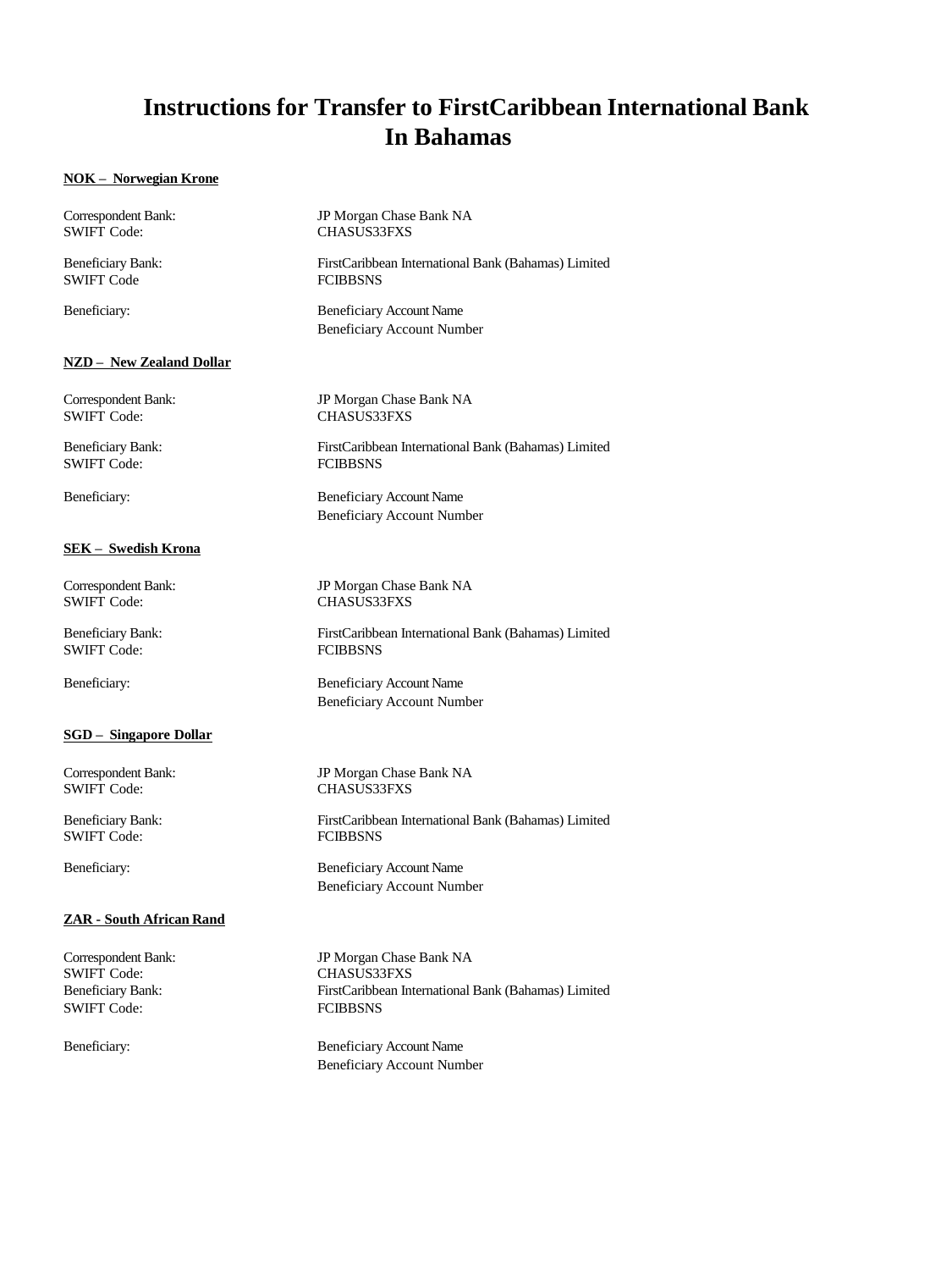# Instructions for Transfer to FirstCaribbean International Bank In Bahamas

**NOK – Norwegian Krone**

Correspondent Bank: JP Morgan Chase Bank NA
SWIFT Code: CHASUS33FXS

Beneficiary Bank: FirstCaribbean International Bank (Bahamas) Limited
SWIFT Code FCIBBSNS

Beneficiary: Beneficiary Account Name
Beneficiary Account Number

**NZD – New Zealand Dollar**

Correspondent Bank: JP Morgan Chase Bank NA
SWIFT Code: CHASUS33FXS

Beneficiary Bank: FirstCaribbean International Bank (Bahamas) Limited
SWIFT Code: FCIBBSNS

Beneficiary: Beneficiary Account Name
Beneficiary Account Number

**SEK – Swedish Krona**

Correspondent Bank: JP Morgan Chase Bank NA
SWIFT Code: CHASUS33FXS

Beneficiary Bank: FirstCaribbean International Bank (Bahamas) Limited
SWIFT Code: FCIBBSNS

Beneficiary: Beneficiary Account Name
Beneficiary Account Number

**SGD – Singapore Dollar**

Correspondent Bank: JP Morgan Chase Bank NA
SWIFT Code: CHASUS33FXS

Beneficiary Bank: FirstCaribbean International Bank (Bahamas) Limited
SWIFT Code: FCIBBSNS

Beneficiary: Beneficiary Account Name
Beneficiary Account Number

**ZAR - South African Rand**

Correspondent Bank: JP Morgan Chase Bank NA
SWIFT Code: CHASUS33FXS
Beneficiary Bank: FirstCaribbean International Bank (Bahamas) Limited
SWIFT Code: FCIBBSNS

Beneficiary: Beneficiary Account Name
Beneficiary Account Number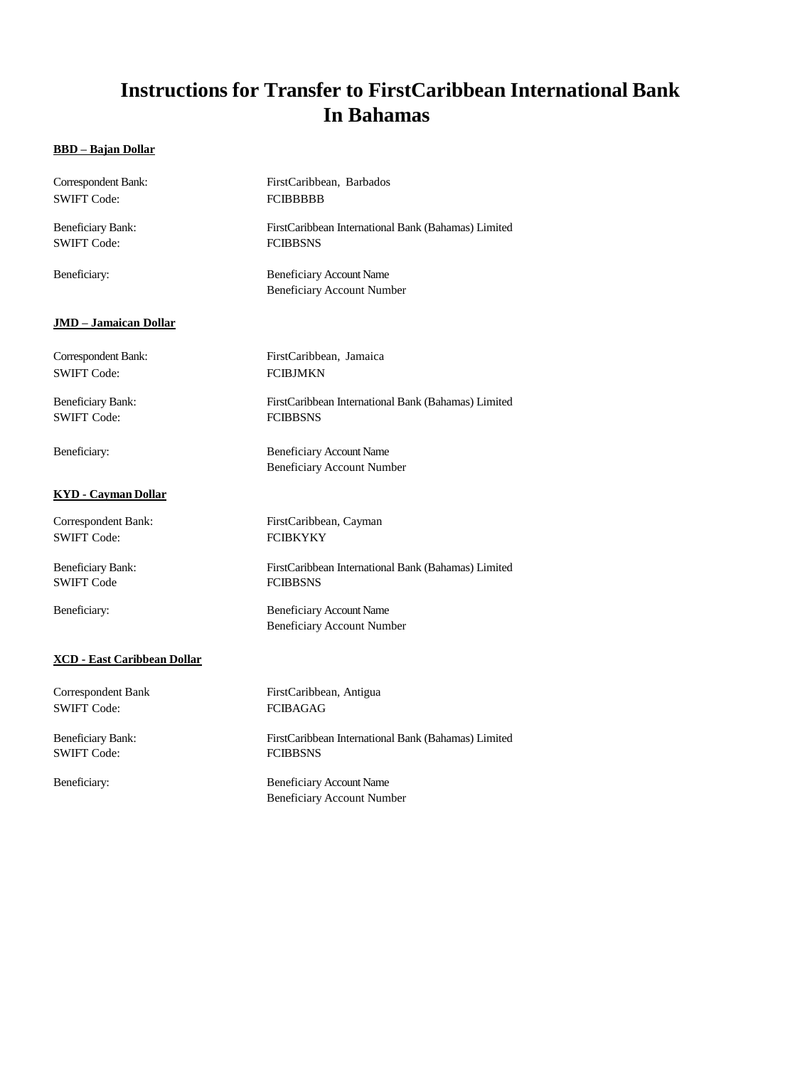# Instructions for Transfer to FirstCaribbean International Bank In Bahamas

**BBD – Bajan Dollar**

| | |
|---|---|
| Correspondent Bank: | FirstCaribbean, Barbados |
| SWIFT Code: | FCIBBBBB |
| Beneficiary Bank: | FirstCaribbean International Bank (Bahamas) Limited |
| SWIFT Code: | FCIBBSNS |
| Beneficiary: | Beneficiary Account Name<br>Beneficiary Account Number |

**JMD – Jamaican Dollar**

| | |
|---|---|
| Correspondent Bank: | FirstCaribbean, Jamaica |
| SWIFT Code: | FCIBJMKN |
| Beneficiary Bank: | FirstCaribbean International Bank (Bahamas) Limited |
| SWIFT Code: | FCIBBSNS |
| Beneficiary: | Beneficiary Account Name<br>Beneficiary Account Number |

**KYD - Cayman Dollar**

| | |
|---|---|
| Correspondent Bank: | FirstCaribbean, Cayman |
| SWIFT Code: | FCIBKYKY |
| Beneficiary Bank: | FirstCaribbean International Bank (Bahamas) Limited |
| SWIFT Code | FCIBBSNS |
| Beneficiary: | Beneficiary Account Name<br>Beneficiary Account Number |

**XCD - East Caribbean Dollar**

| | |
|---|---|
| Correspondent Bank | FirstCaribbean, Antigua |
| SWIFT Code: | FCIBAGAG |
| Beneficiary Bank: | FirstCaribbean International Bank (Bahamas) Limited |
| SWIFT Code: | FCIBBSNS |
| Beneficiary: | Beneficiary Account Name<br>Beneficiary Account Number |